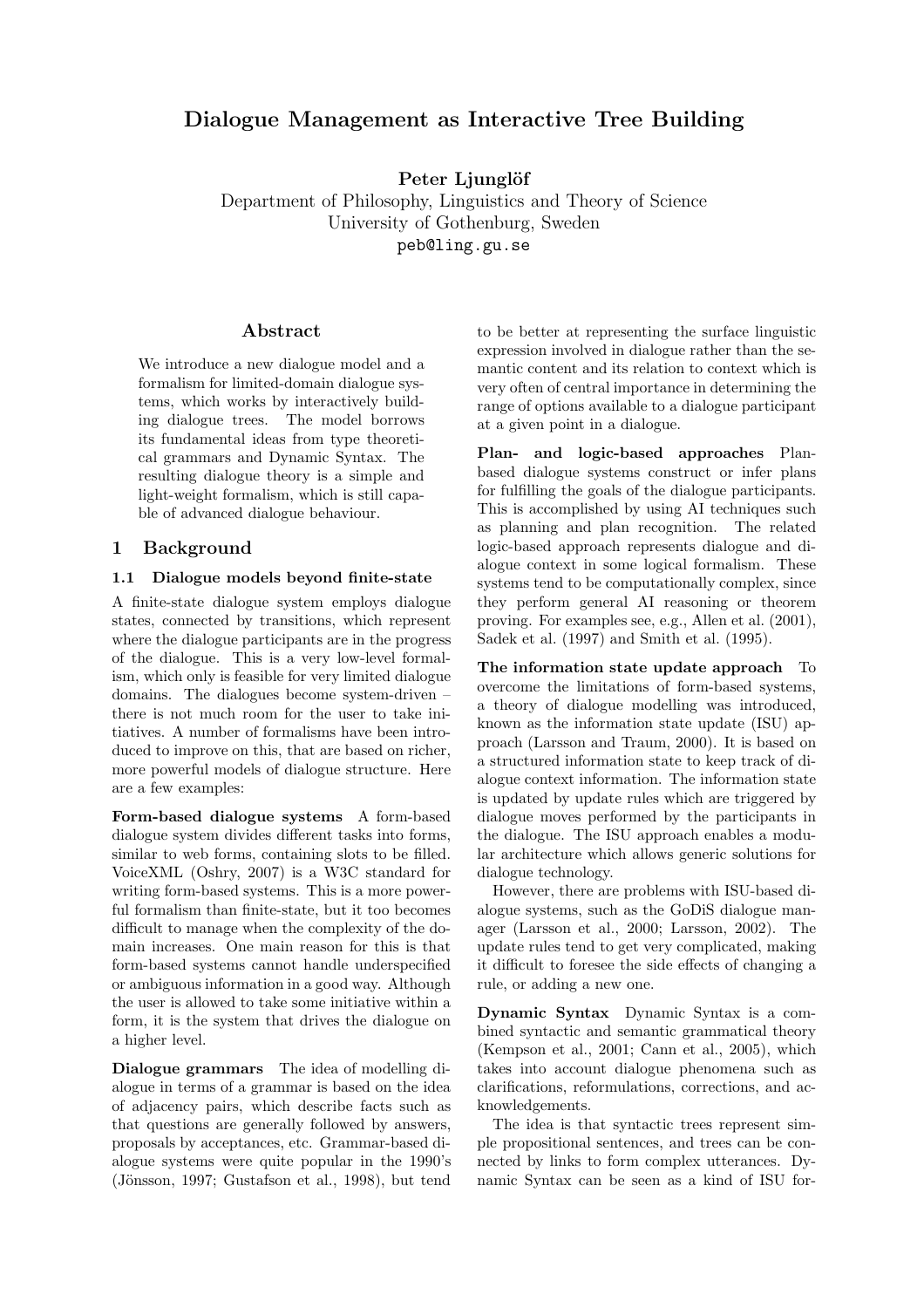# Dialogue Management as Interactive Tree Building

**Peter Ljunglöf**
Department of Philosophy, Linguistics and Theory of Science
University of Gothenburg, Sweden
peb@ling.gu.se

## Abstract

We introduce a new dialogue model and a formalism for limited-domain dialogue systems, which works by interactively building dialogue trees. The model borrows its fundamental ideas from type theoretical grammars and Dynamic Syntax. The resulting dialogue theory is a simple and light-weight formalism, which is still capable of advanced dialogue behaviour.

## 1 Background

### 1.1 Dialogue models beyond finite-state

A finite-state dialogue system employs dialogue states, connected by transitions, which represent where the dialogue participants are in the progress of the dialogue. This is a very low-level formalism, which only is feasible for very limited dialogue domains. The dialogues become system-driven – there is not much room for the user to take initiatives. A number of formalisms have been introduced to improve on this, that are based on richer, more powerful models of dialogue structure. Here are a few examples:

**Form-based dialogue systems** A form-based dialogue system divides different tasks into forms, similar to web forms, containing slots to be filled. VoiceXML (Oshry, 2007) is a W3C standard for writing form-based systems. This is a more powerful formalism than finite-state, but it too becomes difficult to manage when the complexity of the domain increases. One main reason for this is that form-based systems cannot handle underspecified or ambiguous information in a good way. Although the user is allowed to take some initiative within a form, it is the system that drives the dialogue on a higher level.

**Dialogue grammars** The idea of modelling dialogue in terms of a grammar is based on the idea of adjacency pairs, which describe facts such as that questions are generally followed by answers, proposals by acceptances, etc. Grammar-based dialogue systems were quite popular in the 1990's (Jönsson, 1997; Gustafson et al., 1998), but tend to be better at representing the surface linguistic expression involved in dialogue rather than the semantic content and its relation to context which is very often of central importance in determining the range of options available to a dialogue participant at a given point in a dialogue.

**Plan- and logic-based approaches** Plan-based dialogue systems construct or infer plans for fulfilling the goals of the dialogue participants. This is accomplished by using AI techniques such as planning and plan recognition. The related logic-based approach represents dialogue and dialogue context in some logical formalism. These systems tend to be computationally complex, since they perform general AI reasoning or theorem proving. For examples see, e.g., Allen et al. (2001), Sadek et al. (1997) and Smith et al. (1995).

**The information state update approach** To overcome the limitations of form-based systems, a theory of dialogue modelling was introduced, known as the information state update (ISU) approach (Larsson and Traum, 2000). It is based on a structured information state to keep track of dialogue context information. The information state is updated by update rules which are triggered by dialogue moves performed by the participants in the dialogue. The ISU approach enables a modular architecture which allows generic solutions for dialogue technology.

However, there are problems with ISU-based dialogue systems, such as the GoDiS dialogue manager (Larsson et al., 2000; Larsson, 2002). The update rules tend to get very complicated, making it difficult to foresee the side effects of changing a rule, or adding a new one.

**Dynamic Syntax** Dynamic Syntax is a combined syntactic and semantic grammatical theory (Kempson et al., 2001; Cann et al., 2005), which takes into account dialogue phenomena such as clarifications, reformulations, corrections, and acknowledgements.

The idea is that syntactic trees represent simple propositional sentences, and trees can be connected by links to form complex utterances. Dynamic Syntax can be seen as a kind of ISU for-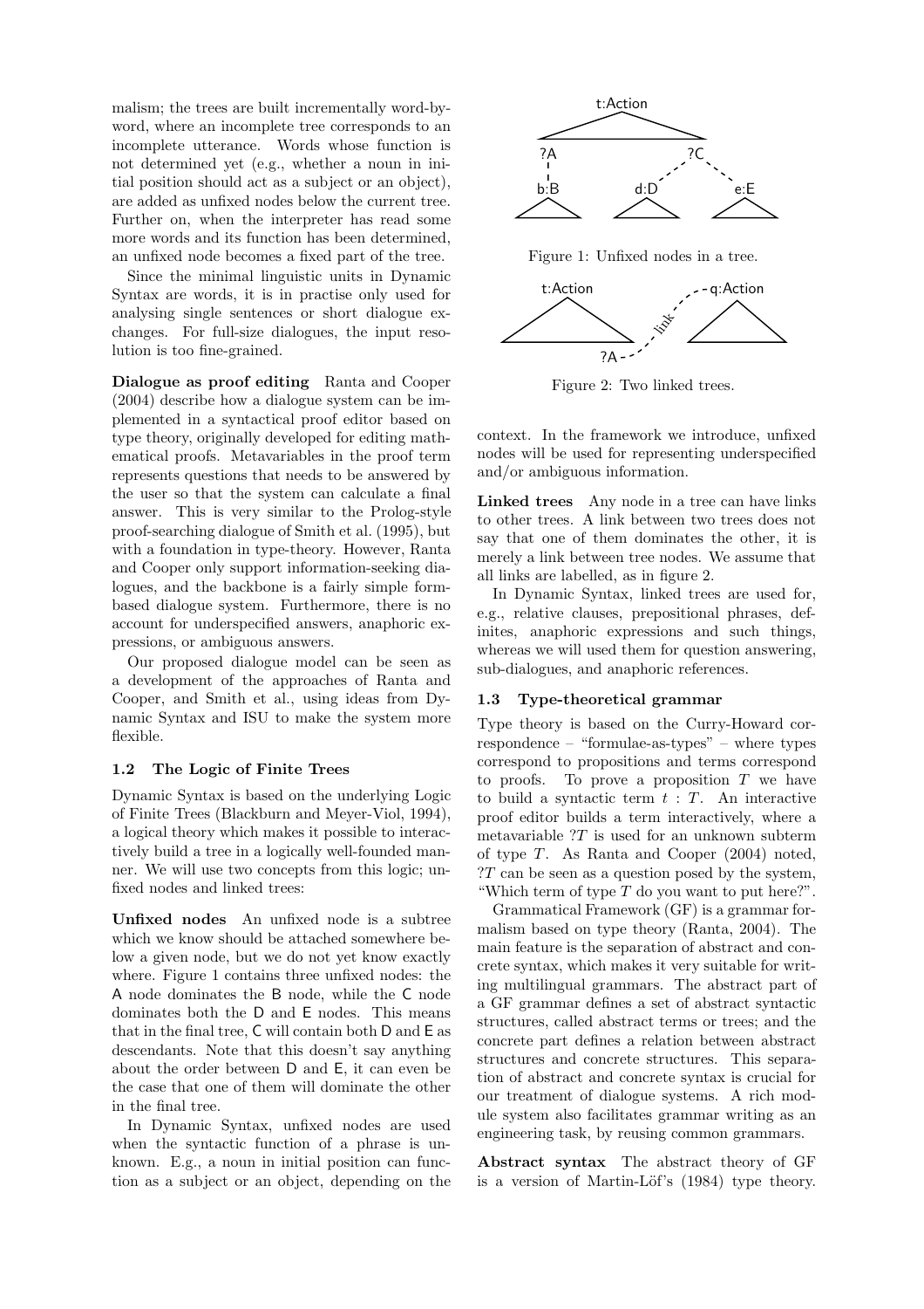malism; the trees are built incrementally word-by-word, where an incomplete tree corresponds to an incomplete utterance. Words whose function is not determined yet (e.g., whether a noun in initial position should act as a subject or an object), are added as unfixed nodes below the current tree. Further on, when the interpreter has read some more words and its function has been determined, an unfixed node becomes a fixed part of the tree.

Since the minimal linguistic units in Dynamic Syntax are words, it is in practise only used for analysing single sentences or short dialogue exchanges. For full-size dialogues, the input resolution is too fine-grained.

**Dialogue as proof editing** Ranta and Cooper (2004) describe how a dialogue system can be implemented in a syntactical proof editor based on type theory, originally developed for editing mathematical proofs. Metavariables in the proof term represents questions that needs to be answered by the user so that the system can calculate a final answer. This is very similar to the Prolog-style proof-searching dialogue of Smith et al. (1995), but with a foundation in type-theory. However, Ranta and Cooper only support information-seeking dialogues, and the backbone is a fairly simple form-based dialogue system. Furthermore, there is no account for underspecified answers, anaphoric expressions, or ambiguous answers.

Our proposed dialogue model can be seen as a development of the approaches of Ranta and Cooper, and Smith et al., using ideas from Dynamic Syntax and ISU to make the system more flexible.

### 1.2 The Logic of Finite Trees

Dynamic Syntax is based on the underlying Logic of Finite Trees (Blackburn and Meyer-Viol, 1994), a logical theory which makes it possible to interactively build a tree in a logically well-founded manner. We will use two concepts from this logic; unfixed nodes and linked trees:

**Unfixed nodes** An unfixed node is a subtree which we know should be attached somewhere below a given node, but we do not yet know exactly where. Figure 1 contains three unfixed nodes: the A node dominates the B node, while the C node dominates both the D and E nodes. This means that in the final tree, C will contain both D and E as descendants. Note that this doesn't say anything about the order between D and E, it can even be the case that one of them will dominate the other in the final tree.

In Dynamic Syntax, unfixed nodes are used when the syntactic function of a phrase is unknown. E.g., a noun in initial position can function as a subject or an object, depending on the context. In the framework we introduce, unfixed nodes will be used for representing underspecified and/or ambiguous information.

Figure 1: Unfixed nodes in a tree.

Figure 2: Two linked trees.

**Linked trees** Any node in a tree can have links to other trees. A link between two trees does not say that one of them dominates the other, it is merely a link between tree nodes. We assume that all links are labelled, as in figure 2.

In Dynamic Syntax, linked trees are used for, e.g., relative clauses, prepositional phrases, definites, anaphoric expressions and such things, whereas we will used them for question answering, sub-dialogues, and anaphoric references.

### 1.3 Type-theoretical grammar

Type theory is based on the Curry-Howard correspondence – "formulae-as-types" – where types correspond to propositions and terms correspond to proofs. To prove a proposition $T$ we have to build a syntactic term $t : T$. An interactive proof editor builds a term interactively, where a metavariable $?T$ is used for an unknown subterm of type $T$. As Ranta and Cooper (2004) noted, $?T$ can be seen as a question posed by the system, "Which term of type $T$ do you want to put here?".

Grammatical Framework (GF) is a grammar formalism based on type theory (Ranta, 2004). The main feature is the separation of abstract and concrete syntax, which makes it very suitable for writing multilingual grammars. The abstract part of a GF grammar defines a set of abstract syntactic structures, called abstract terms or trees; and the concrete part defines a relation between abstract structures and concrete structures. This separation of abstract and concrete syntax is crucial for our treatment of dialogue systems. A rich module system also facilitates grammar writing as an engineering task, by reusing common grammars.

**Abstract syntax** The abstract theory of GF is a version of Martin-Löf's (1984) type theory.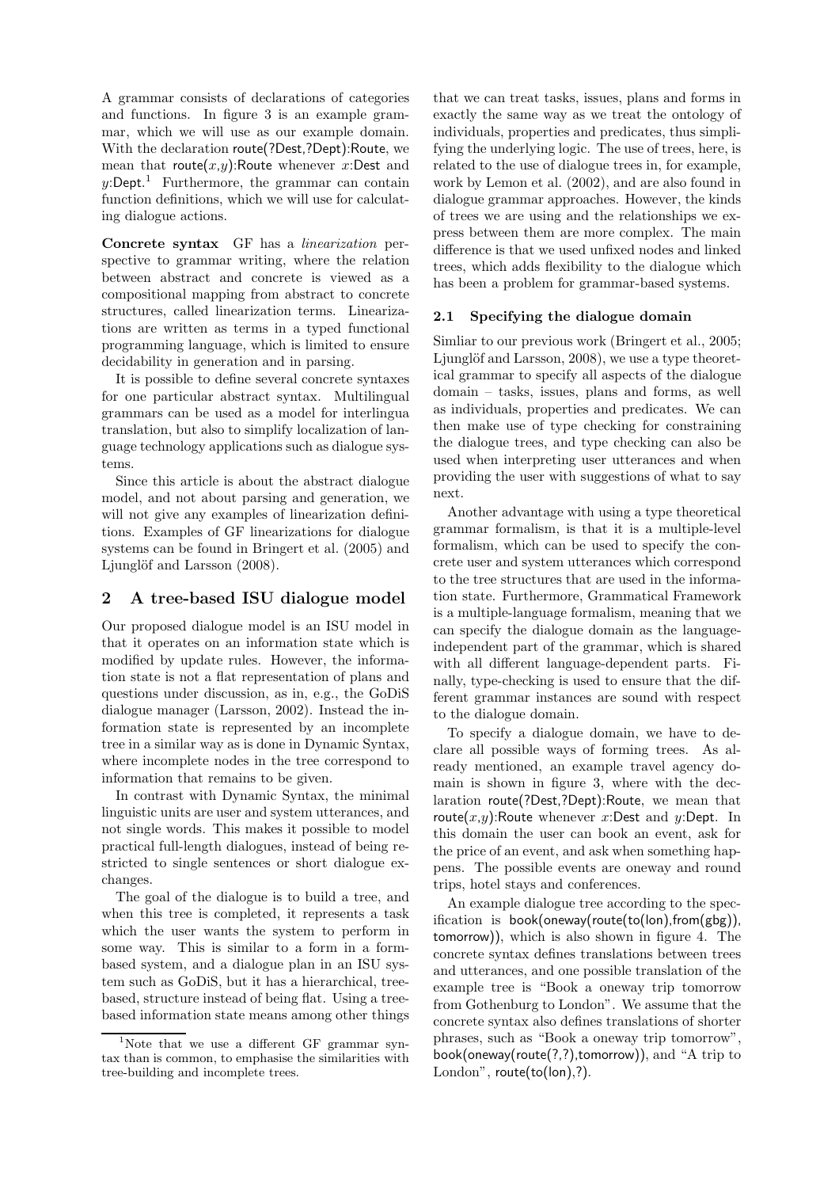A grammar consists of declarations of categories and functions. In figure 3 is an example grammar, which we will use as our example domain. With the declaration route(?Dest,?Dept):Route, we mean that route($x$,$y$):Route whenever $x$:Dest and $y$:Dept.[1] Furthermore, the grammar can contain function definitions, which we will use for calculating dialogue actions.

**Concrete syntax** GF has a *linearization* perspective to grammar writing, where the relation between abstract and concrete is viewed as a compositional mapping from abstract to concrete structures, called linearization terms. Linearizations are written as terms in a typed functional programming language, which is limited to ensure decidability in generation and in parsing.

It is possible to define several concrete syntaxes for one particular abstract syntax. Multilingual grammars can be used as a model for interlingua translation, but also to simplify localization of language technology applications such as dialogue systems.

Since this article is about the abstract dialogue model, and not about parsing and generation, we will not give any examples of linearization definitions. Examples of GF linearizations for dialogue systems can be found in Bringert et al. (2005) and Ljunglöf and Larsson (2008).

## 2 A tree-based ISU dialogue model

Our proposed dialogue model is an ISU model in that it operates on an information state which is modified by update rules. However, the information state is not a flat representation of plans and questions under discussion, as in, e.g., the GoDiS dialogue manager (Larsson, 2002). Instead the information state is represented by an incomplete tree in a similar way as is done in Dynamic Syntax, where incomplete nodes in the tree correspond to information that remains to be given.

In contrast with Dynamic Syntax, the minimal linguistic units are user and system utterances, and not single words. This makes it possible to model practical full-length dialogues, instead of being restricted to single sentences or short dialogue exchanges.

The goal of the dialogue is to build a tree, and when this tree is completed, it represents a task which the user wants the system to perform in some way. This is similar to a form in a form-based system, and a dialogue plan in an ISU system such as GoDiS, but it has a hierarchical, tree-based, structure instead of being flat. Using a tree-based information state means among other things that we can treat tasks, issues, plans and forms in exactly the same way as we treat the ontology of individuals, properties and predicates, thus simplifying the underlying logic. The use of trees, here, is related to the use of dialogue trees in, for example, work by Lemon et al. (2002), and are also found in dialogue grammar approaches. However, the kinds of trees we are using and the relationships we express between them are more complex. The main difference is that we used unfixed nodes and linked trees, which adds flexibility to the dialogue which has been a problem for grammar-based systems.

### 2.1 Specifying the dialogue domain

Simliar to our previous work (Bringert et al., 2005; Ljunglöf and Larsson, 2008), we use a type theoretical grammar to specify all aspects of the dialogue domain – tasks, issues, plans and forms, as well as individuals, properties and predicates. We can then make use of type checking for constraining the dialogue trees, and type checking can also be used when interpreting user utterances and when providing the user with suggestions of what to say next.

Another advantage with using a type theoretical grammar formalism, is that it is a multiple-level formalism, which can be used to specify the concrete user and system utterances which correspond to the tree structures that are used in the information state. Furthermore, Grammatical Framework is a multiple-language formalism, meaning that we can specify the dialogue domain as the language-independent part of the grammar, which is shared with all different language-dependent parts. Finally, type-checking is used to ensure that the different grammar instances are sound with respect to the dialogue domain.

To specify a dialogue domain, we have to declare all possible ways of forming trees. As already mentioned, an example travel agency domain is shown in figure 3, where with the declaration route(?Dest,?Dept):Route, we mean that route($x$,$y$):Route whenever $x$:Dest and $y$:Dept. In this domain the user can book an event, ask for the price of an event, and ask when something happens. The possible events are oneway and round trips, hotel stays and conferences.

An example dialogue tree according to the specification is book(oneway(route(to(lon),from(gbg)), tomorrow)), which is also shown in figure 4. The concrete syntax defines translations between trees and utterances, and one possible translation of the example tree is "Book a oneway trip tomorrow from Gothenburg to London". We assume that the concrete syntax also defines translations of shorter phrases, such as "Book a oneway trip tomorrow", book(oneway(route(?,?),tomorrow)), and "A trip to London", route(to(lon),?).

[1] Note that we use a different GF grammar syntax than is common, to emphasise the similarities with tree-building and incomplete trees.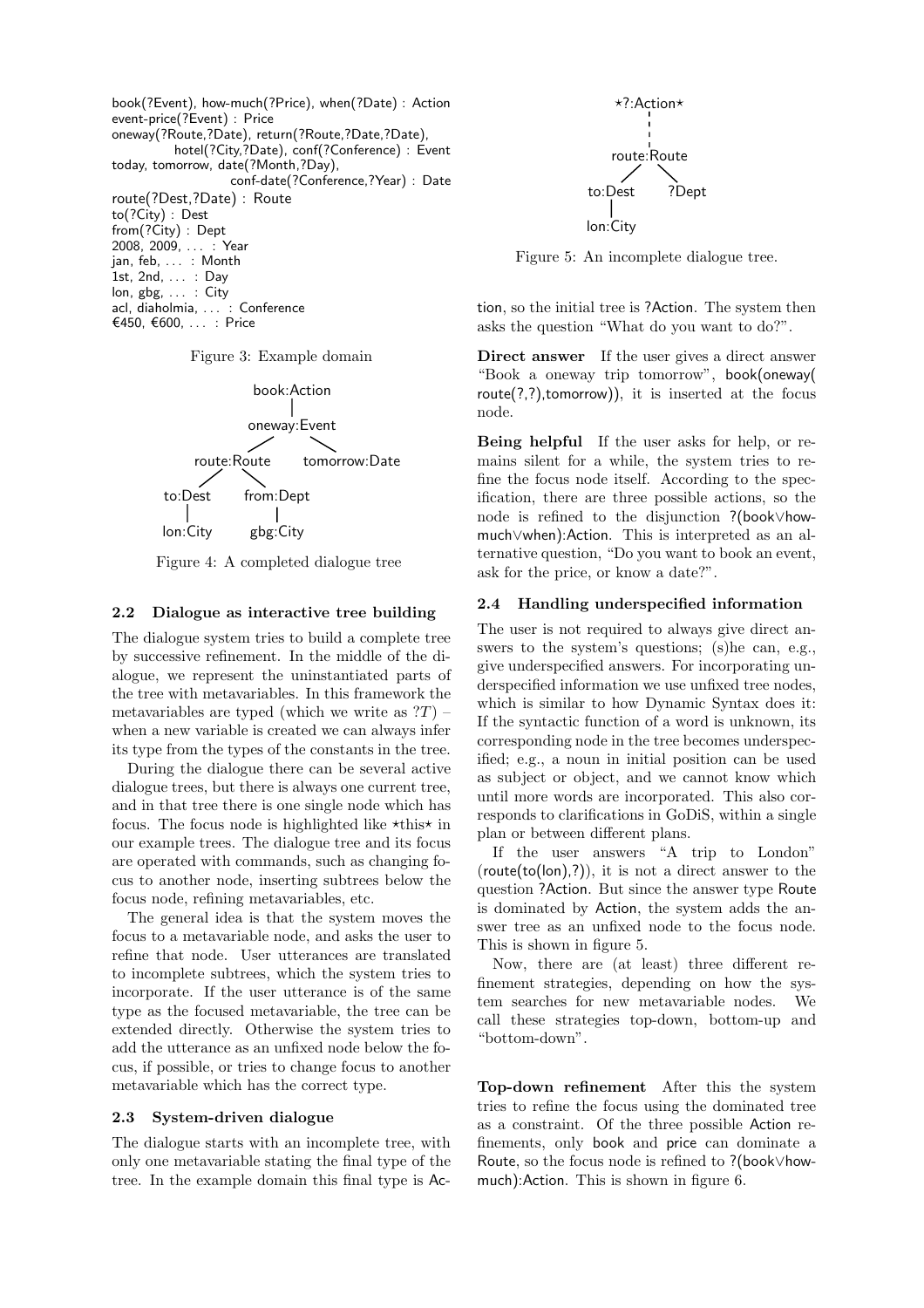book(?Event), how-much(?Price), when(?Date) : Action
event-price(?Event) : Price
oneway(?Route,?Date), return(?Route,?Date,?Date), hotel(?City,?Date), conf(?Conference) : Event
today, tomorrow, date(?Month,?Day), conf-date(?Conference,?Year) : Date
route(?Dest,?Date) : Route
to(?City) : Dest
from(?City) : Dept
2008, 2009, . . . : Year
jan, feb, . . . : Month
1st, 2nd, . . . : Day
lon, gbg, . . . : City
acl, diaholmia, . . . : Conference
€450, €600, . . . : Price

Figure 3: Example domain

```
              book:Action
                  |
             oneway:Event
            /            \
     route:Route      tomorrow:Date
      /        \
  to:Dest    from:Dept
     |           |
  lon:City    gbg:City
```

Figure 4: A completed dialogue tree

### 2.2 Dialogue as interactive tree building

The dialogue system tries to build a complete tree by successive refinement. In the middle of the dialogue, we represent the uninstantiated parts of the tree with metavariables. In this framework the metavariables are typed (which we write as $?T$) – when a new variable is created we can always infer its type from the types of the constants in the tree.

During the dialogue there can be several active dialogue trees, but there is always one current tree, and in that tree there is one single node which has focus. The focus node is highlighted like ⋆this⋆ in our example trees. The dialogue tree and its focus are operated with commands, such as changing focus to another node, inserting subtrees below the focus node, refining metavariables, etc.

The general idea is that the system moves the focus to a metavariable node, and asks the user to refine that node. User utterances are translated to incomplete subtrees, which the system tries to incorporate. If the user utterance is of the same type as the focused metavariable, the tree can be extended directly. Otherwise the system tries to add the utterance as an unfixed node below the focus, if possible, or tries to change focus to another metavariable which has the correct type.

### 2.3 System-driven dialogue

The dialogue starts with an incomplete tree, with only one metavariable stating the final type of the tree. In the example domain this final type is Action, so the initial tree is ?Action. The system then asks the question "What do you want to do?".

**Direct answer** If the user gives a direct answer "Book a oneway trip tomorrow", book(oneway( route(?,?),tomorrow)), it is inserted at the focus node.

**Being helpful** If the user asks for help, or remains silent for a while, the system tries to refine the focus node itself. According to the specification, there are three possible actions, so the node is refined to the disjunction ?(book∨how-much∨when):Action. This is interpreted as an alternative question, "Do you want to book an event, ask for the price, or know a date?".

### 2.4 Handling underspecified information

The user is not required to always give direct answers to the system's questions; (s)he can, e.g., give underspecified answers. For incorporating underspecified information we use unfixed tree nodes, which is similar to how Dynamic Syntax does it: If the syntactic function of a word is unknown, its corresponding node in the tree becomes underspecified; e.g., a noun in initial position can be used as subject or object, and we cannot know which until more words are incorporated. This also corresponds to clarifications in GoDiS, within a single plan or between different plans.

```
      ⋆?:Action⋆
          ¦
     route:Route
      /        \
  to:Dest     ?Dept
     |
  lon:City
```

Figure 5: An incomplete dialogue tree.

If the user answers "A trip to London" (route(to(lon),?)), it is not a direct answer to the question ?Action. But since the answer type Route is dominated by Action, the system adds the answer tree as an unfixed node to the focus node. This is shown in figure 5.

Now, there are (at least) three different refinement strategies, depending on how the system searches for new metavariable nodes. We call these strategies top-down, bottom-up and "bottom-down".

**Top-down refinement** After this the system tries to refine the focus using the dominated tree as a constraint. Of the three possible Action refinements, only book and price can dominate a Route, so the focus node is refined to ?(book∨how-much):Action. This is shown in figure 6.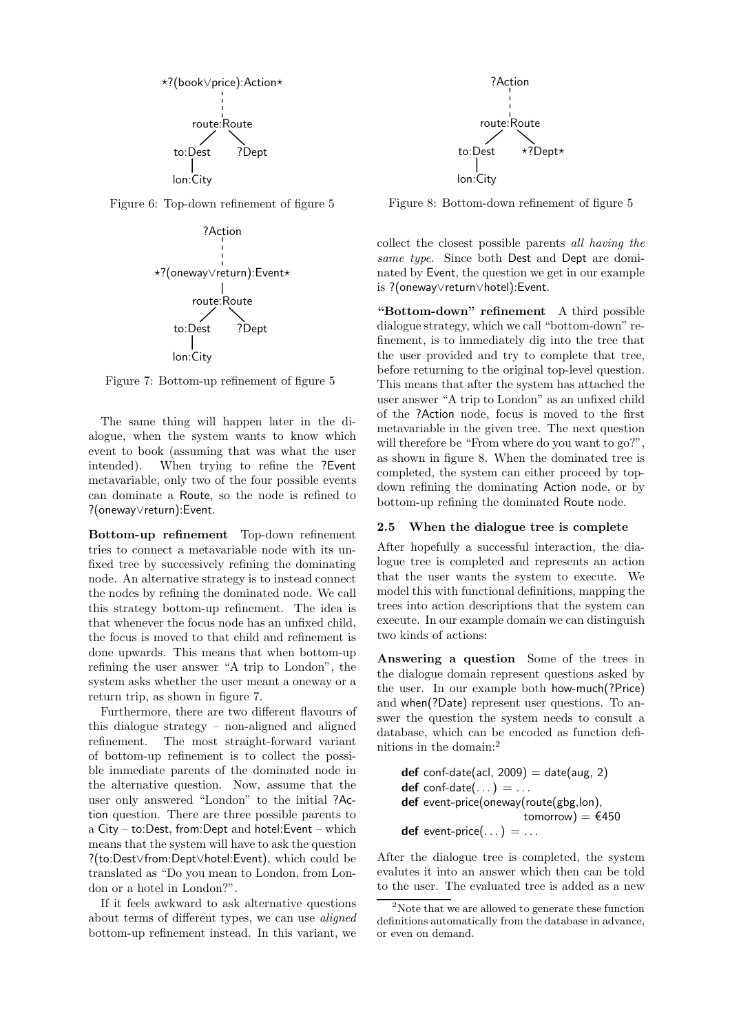```
⋆?(book∨price):Action⋆
        ¦
   route:Route
    /       \
to:Dest    ?Dept
   |
lon:City
```

Figure 6: Top-down refinement of figure 5

```
            ?Action
               ¦
⋆?(oneway∨return):Event⋆
               |
          route:Route
           /       \
       to:Dest    ?Dept
          |
       lon:City
```

Figure 7: Bottom-up refinement of figure 5

The same thing will happen later in the dialogue, when the system wants to know which event to book (assuming that was what the user intended). When trying to refine the ?Event metavariable, only two of the four possible events can dominate a Route, so the node is refined to ?(oneway∨return):Event.

**Bottom-up refinement** Top-down refinement tries to connect a metavariable node with its unfixed tree by successively refining the dominating node. An alternative strategy is to instead connect the nodes by refining the dominated node. We call this strategy bottom-up refinement. The idea is that whenever the focus node has an unfixed child, the focus is moved to that child and refinement is done upwards. This means that when bottom-up refining the user answer "A trip to London", the system asks whether the user meant a oneway or a return trip, as shown in figure 7.

Furthermore, there are two different flavours of this dialogue strategy – non-aligned and aligned refinement. The most straight-forward variant of bottom-up refinement is to collect the possible immediate parents of the dominated node in the alternative question. Now, assume that the user only answered "London" to the initial ?Action question. There are three possible parents to a City – to:Dest, from:Dept and hotel:Event – which means that the system will have to ask the question ?(to:Dest∨from:Dept∨hotel:Event), which could be translated as "Do you mean to London, from London or a hotel in London?".

If it feels awkward to ask alternative questions about terms of different types, we can use *aligned* bottom-up refinement instead. In this variant, we collect the closest possible parents *all having the same type*. Since both Dest and Dept are dominated by Event, the question we get in our example is ?(oneway∨return∨hotel):Event.

```
     ?Action
        ¦
   route:Route
    /       \
to:Dest    ⋆?Dept⋆
   |
lon:City
```

Figure 8: Bottom-down refinement of figure 5

**"Bottom-down" refinement** A third possible dialogue strategy, which we call "bottom-down" refinement, is to immediately dig into the tree that the user provided and try to complete that tree, before returning to the original top-level question. This means that after the system has attached the user answer "A trip to London" as an unfixed child of the ?Action node, focus is moved to the first metavariable in the given tree. The next question will therefore be "From where do you want to go?", as shown in figure 8. When the dominated tree is completed, the system can either proceed by top-down refining the dominating Action node, or by bottom-up refining the dominated Route node.

### 2.5 When the dialogue tree is complete

After hopefully a successful interaction, the dialogue tree is completed and represents an action that the user wants the system to execute. We model this with functional definitions, mapping the trees into action descriptions that the system can execute. In our example domain we can distinguish two kinds of actions:

**Answering a question** Some of the trees in the dialogue domain represent questions asked by the user. In our example both how-much(?Price) and when(?Date) represent user questions. To answer the question the system needs to consult a database, which can be encoded as function definitions in the domain:[2]

```
def conf-date(acl, 2009) = date(aug, 2)
def conf-date(...) = ...
def event-price(oneway(route(gbg,lon),
                       tomorrow) = €450
def event-price(...) = ...
```

After the dialogue tree is completed, the system evalutes it into an answer which then can be told to the user. The evaluated tree is added as a new

[2]Note that we are allowed to generate these function definitions automatically from the database in advance, or even on demand.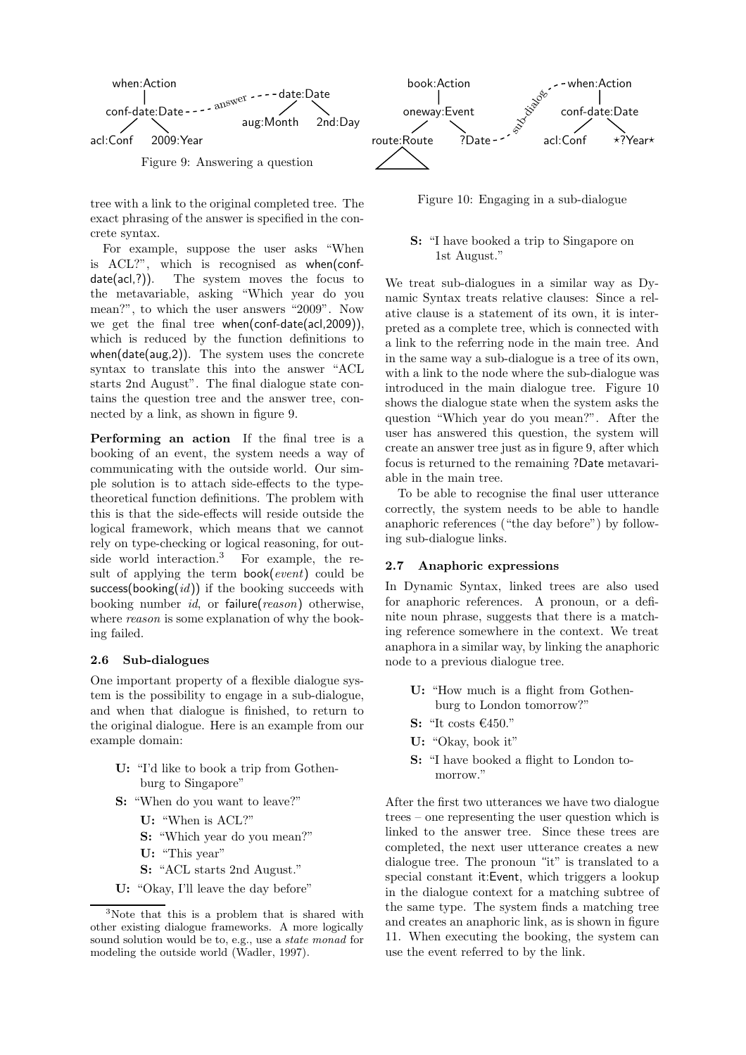Figure 9: Answering a question

Figure 10: Engaging in a sub-dialogue

tree with a link to the original completed tree. The exact phrasing of the answer is specified in the concrete syntax.

For example, suppose the user asks "When is ACL?", which is recognised as when(conf-date(acl,?)). The system moves the focus to the metavariable, asking "Which year do you mean?", to which the user answers "2009". Now we get the final tree when(conf-date(acl,2009)), which is reduced by the function definitions to when(date(aug,2)). The system uses the concrete syntax to translate this into the answer "ACL starts 2nd August". The final dialogue state contains the question tree and the answer tree, connected by a link, as shown in figure 9.

**Performing an action** If the final tree is a booking of an event, the system needs a way of communicating with the outside world. Our simple solution is to attach side-effects to the type-theoretical function definitions. The problem with this is that the side-effects will reside outside the logical framework, which means that we cannot rely on type-checking or logical reasoning, for outside world interaction.[3] For example, the result of applying the term book(*event*) could be success(booking(*id*)) if the booking succeeds with booking number *id*, or failure(*reason*) otherwise, where *reason* is some explanation of why the booking failed.

### 2.6 Sub-dialogues

One important property of a flexible dialogue system is the possibility to engage in a sub-dialogue, and when that dialogue is finished, to return to the original dialogue. Here is an example from our example domain:

- **U:** "I'd like to book a trip from Gothenburg to Singapore"
- **S:** "When do you want to leave?"
  - **U:** "When is ACL?"
  - **S:** "Which year do you mean?"
  - **U:** "This year"
  - **S:** "ACL starts 2nd August."
- **U:** "Okay, I'll leave the day before"
- **S:** "I have booked a trip to Singapore on 1st August."

We treat sub-dialogues in a similar way as Dynamic Syntax treats relative clauses: Since a relative clause is a statement of its own, it is interpreted as a complete tree, which is connected with a link to the referring node in the main tree. And in the same way a sub-dialogue is a tree of its own, with a link to the node where the sub-dialogue was introduced in the main dialogue tree. Figure 10 shows the dialogue state when the system asks the question "Which year do you mean?". After the user has answered this question, the system will create an answer tree just as in figure 9, after which focus is returned to the remaining ?Date metavariable in the main tree.

To be able to recognise the final user utterance correctly, the system needs to be able to handle anaphoric references ("the day before") by following sub-dialogue links.

### 2.7 Anaphoric expressions

In Dynamic Syntax, linked trees are also used for anaphoric references. A pronoun, or a definite noun phrase, suggests that there is a matching reference somewhere in the context. We treat anaphora in a similar way, by linking the anaphoric node to a previous dialogue tree.

- **U:** "How much is a flight from Gothenburg to London tomorrow?"
- **S:** "It costs €450."
- **U:** "Okay, book it"
- **S:** "I have booked a flight to London tomorrow."

After the first two utterances we have two dialogue trees – one representing the user question which is linked to the answer tree. Since these trees are completed, the next user utterance creates a new dialogue tree. The pronoun "it" is translated to a special constant it:Event, which triggers a lookup in the dialogue context for a matching subtree of the same type. The system finds a matching tree and creates an anaphoric link, as is shown in figure 11. When executing the booking, the system can use the event referred to by the link.

[3] Note that this is a problem that is shared with other existing dialogue frameworks. A more logically sound solution would be to, e.g., use a *state monad* for modeling the outside world (Wadler, 1997).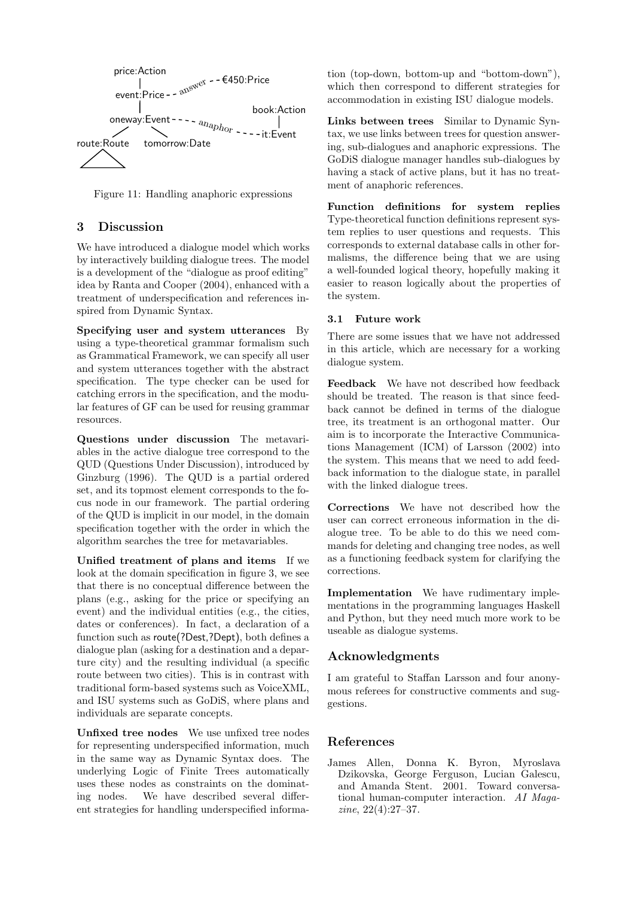Figure 11: Handling anaphoric expressions

## 3 Discussion

We have introduced a dialogue model which works by interactively building dialogue trees. The model is a development of the "dialogue as proof editing" idea by Ranta and Cooper (2004), enhanced with a treatment of underspecification and references inspired from Dynamic Syntax.

**Specifying user and system utterances** By using a type-theoretical grammar formalism such as Grammatical Framework, we can specify all user and system utterances together with the abstract specification. The type checker can be used for catching errors in the specification, and the modular features of GF can be used for reusing grammar resources.

**Questions under discussion** The metavariables in the active dialogue tree correspond to the QUD (Questions Under Discussion), introduced by Ginzburg (1996). The QUD is a partial ordered set, and its topmost element corresponds to the focus node in our framework. The partial ordering of the QUD is implicit in our model, in the domain specification together with the order in which the algorithm searches the tree for metavariables.

**Unified treatment of plans and items** If we look at the domain specification in figure 3, we see that there is no conceptual difference between the plans (e.g., asking for the price or specifying an event) and the individual entities (e.g., the cities, dates or conferences). In fact, a declaration of a function such as route(?Dest,?Dept), both defines a dialogue plan (asking for a destination and a departure city) and the resulting individual (a specific route between two cities). This is in contrast with traditional form-based systems such as VoiceXML, and ISU systems such as GoDiS, where plans and individuals are separate concepts.

**Unfixed tree nodes** We use unfixed tree nodes for representing underspecified information, much in the same way as Dynamic Syntax does. The underlying Logic of Finite Trees automatically uses these nodes as constraints on the dominating nodes. We have described several different strategies for handling underspecified information (top-down, bottom-up and "bottom-down"), which then correspond to different strategies for accommodation in existing ISU dialogue models.

**Links between trees** Similar to Dynamic Syntax, we use links between trees for question answering, sub-dialogues and anaphoric expressions. The GoDiS dialogue manager handles sub-dialogues by having a stack of active plans, but it has no treatment of anaphoric references.

**Function definitions for system replies** Type-theoretical function definitions represent system replies to user questions and requests. This corresponds to external database calls in other formalisms, the difference being that we are using a well-founded logical theory, hopefully making it easier to reason logically about the properties of the system.

### 3.1 Future work

There are some issues that we have not addressed in this article, which are necessary for a working dialogue system.

**Feedback** We have not described how feedback should be treated. The reason is that since feedback cannot be defined in terms of the dialogue tree, its treatment is an orthogonal matter. Our aim is to incorporate the Interactive Communications Management (ICM) of Larsson (2002) into the system. This means that we need to add feedback information to the dialogue state, in parallel with the linked dialogue trees.

**Corrections** We have not described how the user can correct erroneous information in the dialogue tree. To be able to do this we need commands for deleting and changing tree nodes, as well as a functioning feedback system for clarifying the corrections.

**Implementation** We have rudimentary implementations in the programming languages Haskell and Python, but they need much more work to be useable as dialogue systems.

## Acknowledgments

I am grateful to Staffan Larsson and four anonymous referees for constructive comments and suggestions.

## References

James Allen, Donna K. Byron, Myroslava Dzikovska, George Ferguson, Lucian Galescu, and Amanda Stent. 2001. Toward conversational human-computer interaction. *AI Magazine*, 22(4):27–37.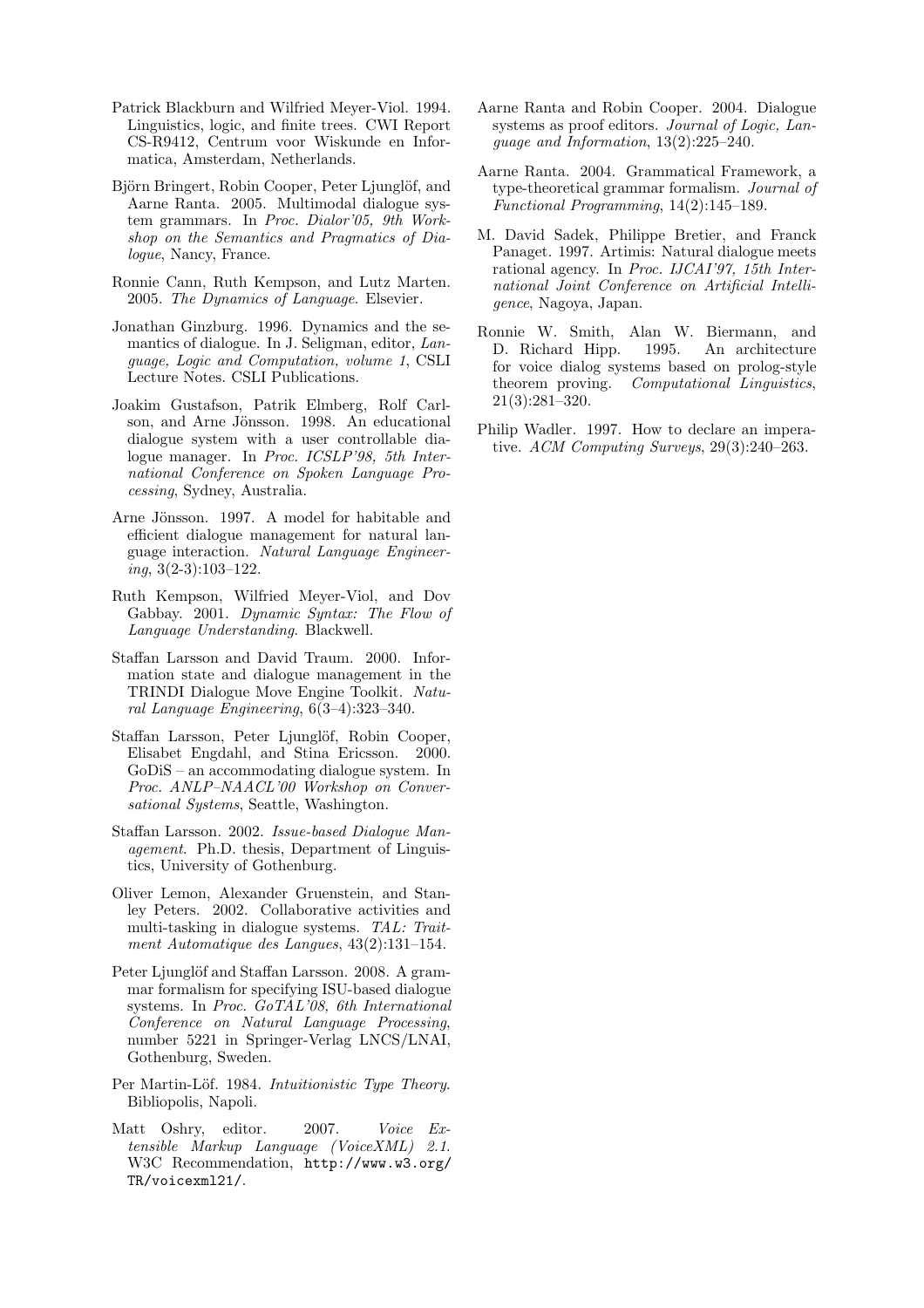Patrick Blackburn and Wilfried Meyer-Viol. 1994. Linguistics, logic, and finite trees. CWI Report CS-R9412, Centrum voor Wiskunde en Informatica, Amsterdam, Netherlands.

Björn Bringert, Robin Cooper, Peter Ljunglöf, and Aarne Ranta. 2005. Multimodal dialogue system grammars. In *Proc. Dialor'05, 9th Workshop on the Semantics and Pragmatics of Dialogue*, Nancy, France.

Ronnie Cann, Ruth Kempson, and Lutz Marten. 2005. *The Dynamics of Language*. Elsevier.

Jonathan Ginzburg. 1996. Dynamics and the semantics of dialogue. In J. Seligman, editor, *Language, Logic and Computation, volume 1*, CSLI Lecture Notes. CSLI Publications.

Joakim Gustafson, Patrik Elmberg, Rolf Carlson, and Arne Jönsson. 1998. An educational dialogue system with a user controllable dialogue manager. In *Proc. ICSLP'98, 5th International Conference on Spoken Language Processing*, Sydney, Australia.

Arne Jönsson. 1997. A model for habitable and efficient dialogue management for natural language interaction. *Natural Language Engineering*, 3(2-3):103–122.

Ruth Kempson, Wilfried Meyer-Viol, and Dov Gabbay. 2001. *Dynamic Syntax: The Flow of Language Understanding*. Blackwell.

Staffan Larsson and David Traum. 2000. Information state and dialogue management in the TRINDI Dialogue Move Engine Toolkit. *Natural Language Engineering*, 6(3–4):323–340.

Staffan Larsson, Peter Ljunglöf, Robin Cooper, Elisabet Engdahl, and Stina Ericsson. 2000. GoDiS – an accommodating dialogue system. In *Proc. ANLP–NAACL'00 Workshop on Conversational Systems*, Seattle, Washington.

Staffan Larsson. 2002. *Issue-based Dialogue Management*. Ph.D. thesis, Department of Linguistics, University of Gothenburg.

Oliver Lemon, Alexander Gruenstein, and Stanley Peters. 2002. Collaborative activities and multi-tasking in dialogue systems. *TAL: Traitment Automatique des Langues*, 43(2):131–154.

Peter Ljunglöf and Staffan Larsson. 2008. A grammar formalism for specifying ISU-based dialogue systems. In *Proc. GoTAL'08, 6th International Conference on Natural Language Processing*, number 5221 in Springer-Verlag LNCS/LNAI, Gothenburg, Sweden.

Per Martin-Löf. 1984. *Intuitionistic Type Theory*. Bibliopolis, Napoli.

Matt Oshry, editor. 2007. *Voice Extensible Markup Language (VoiceXML) 2.1.* W3C Recommendation, http://www.w3.org/TR/voicexml21/.

Aarne Ranta and Robin Cooper. 2004. Dialogue systems as proof editors. *Journal of Logic, Language and Information*, 13(2):225–240.

Aarne Ranta. 2004. Grammatical Framework, a type-theoretical grammar formalism. *Journal of Functional Programming*, 14(2):145–189.

M. David Sadek, Philippe Bretier, and Franck Panaget. 1997. Artimis: Natural dialogue meets rational agency. In *Proc. IJCAI'97, 15th International Joint Conference on Artificial Intelligence*, Nagoya, Japan.

Ronnie W. Smith, Alan W. Biermann, and D. Richard Hipp. 1995. An architecture for voice dialog systems based on prolog-style theorem proving. *Computational Linguistics*, 21(3):281–320.

Philip Wadler. 1997. How to declare an imperative. *ACM Computing Surveys*, 29(3):240–263.